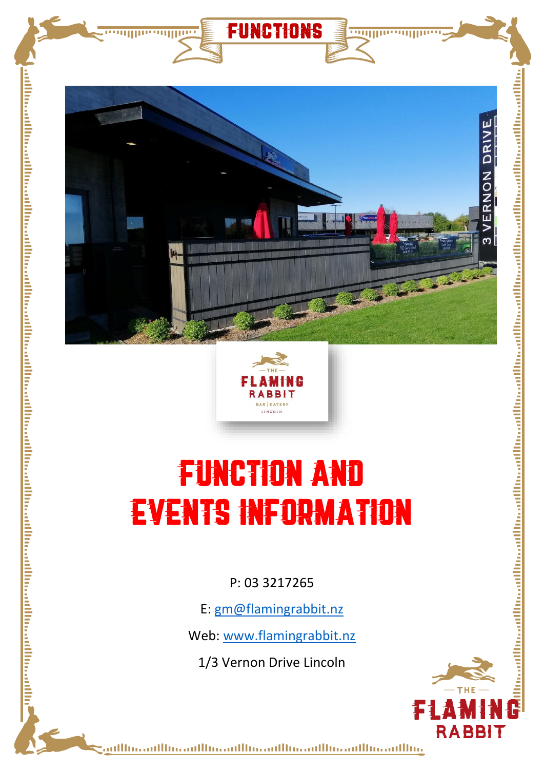# FUNCTIONS

# FUNCTION AND EVENTS INFORMATION

P: 03 3217265

E: gm@flamingrabbit.nz

Web: www.flamingrabbit.nz

1/3 Vernon Drive Lincoln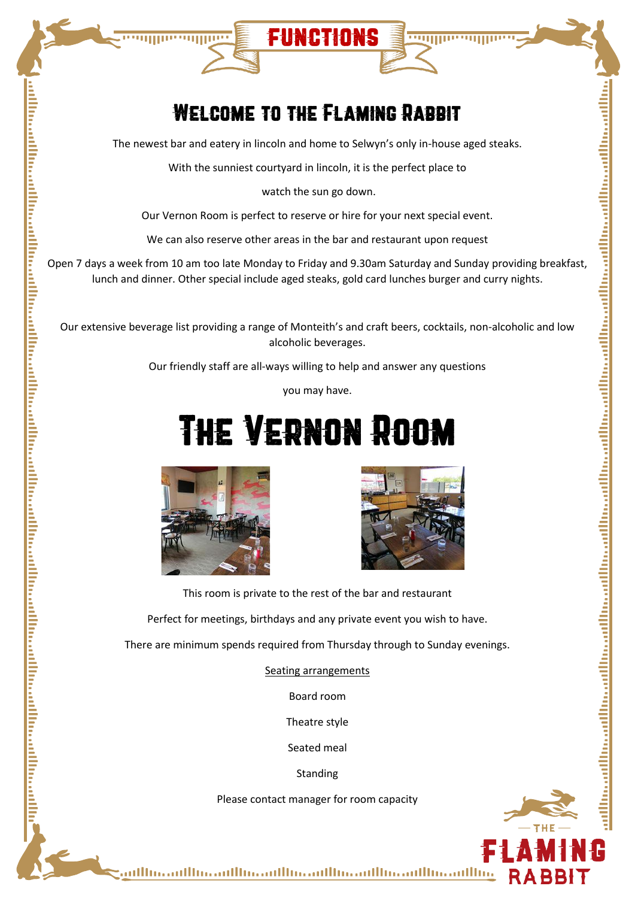# FUNCTIONS

## Welcome to the Flaming Rabbit

The newest bar and eatery in lincoln and home to Selwyn's only in-house aged steaks.

With the sunniest courtyard in lincoln, it is the perfect place to

watch the sun go down.

Our Vernon Room is perfect to reserve or hire for your next special event.

We can also reserve other areas in the bar and restaurant upon request

Open 7 days a week from 10 am too late Monday to Friday and 9.30am Saturday and Sunday providing breakfast, lunch and dinner. Other special include aged steaks, gold card lunches burger and curry nights.

Our extensive beverage list providing a range of Monteith's and craft beers, cocktails, non-alcoholic and low alcoholic beverages.

Our friendly staff are all-ways willing to help and answer any questions

you may have.

## The Vernon Room

This room is private to the rest of the bar and restaurant

Perfect for meetings, birthdays and any private event you wish to have.

There are minimum spends required from Thursday through to Sunday evenings.

Seating arrangements

Board room

Theatre style

Seated meal

Standing

Please contact manager for room capacity

THE FLAMING RABBIT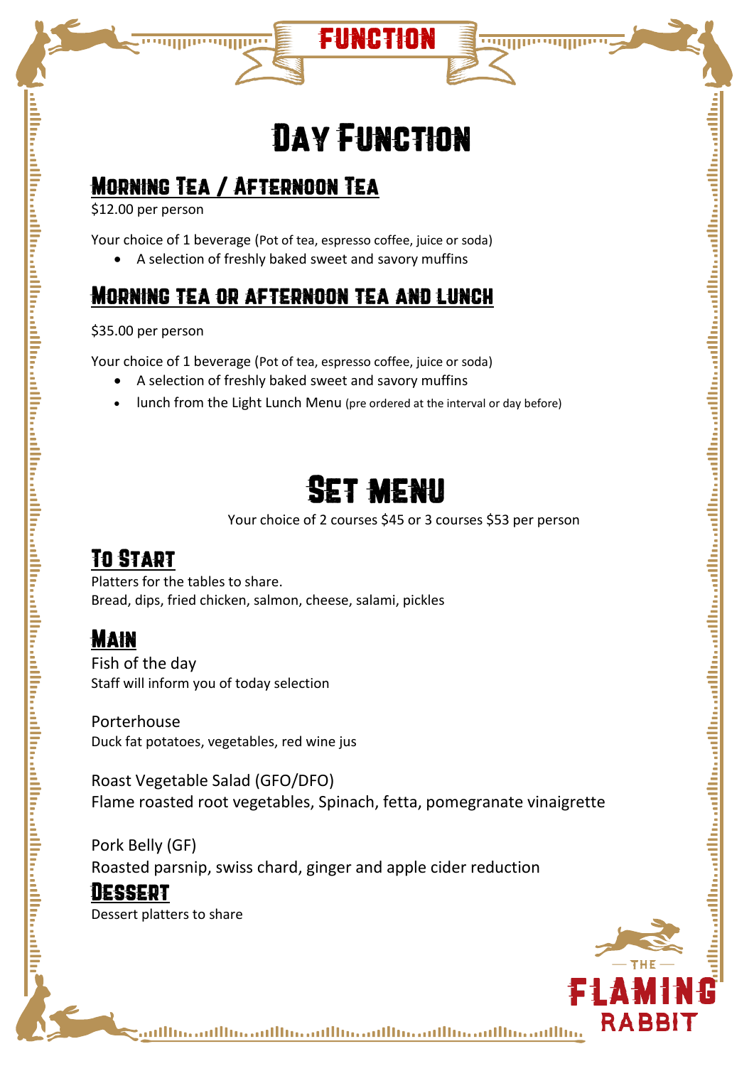# Day Function

## Morning Tea / Afternoon Tea

$12.00 per person

Your choice of 1 beverage (Pot of tea, espresso coffee, juice or soda)

- A selection of freshly baked sweet and savory muffins

## Morning tea or afternoon tea and lunch

$35.00 per person

Your choice of 1 beverage (Pot of tea, espresso coffee, juice or soda)

- A selection of freshly baked sweet and savory muffins
- lunch from the Light Lunch Menu (pre ordered at the interval or day before)

# Set menu

Your choice of 2 courses $45 or 3 courses $53 per person

## To Start

Platters for the tables to share.
Bread, dips, fried chicken, salmon, cheese, salami, pickles

## Main

Fish of the day
Staff will inform you of today selection

Porterhouse
Duck fat potatoes, vegetables, red wine jus

Roast Vegetable Salad (GFO/DFO)
Flame roasted root vegetables, Spinach, fetta, pomegranate vinaigrette

Pork Belly (GF)
Roasted parsnip, swiss chard, ginger and apple cider reduction

## Dessert

Dessert platters to share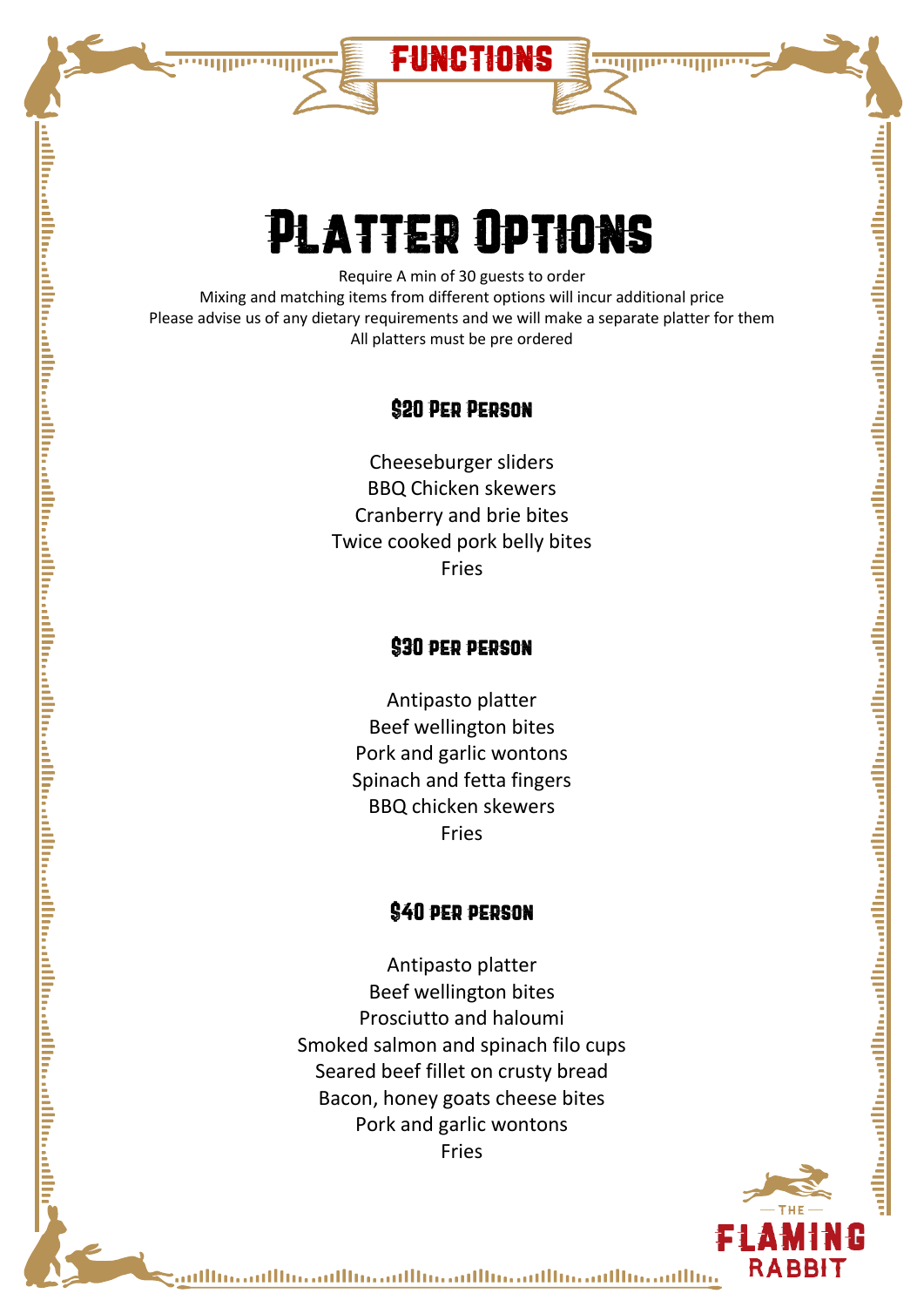FUNCTIONS

# Platter Options

Require A min of 30 guests to order
Mixing and matching items from different options will incur additional price
Please advise us of any dietary requirements and we will make a separate platter for them
All platters must be pre ordered

## $20 Per Person

Cheeseburger sliders
BBQ Chicken skewers
Cranberry and brie bites
Twice cooked pork belly bites
Fries

## $30 per person

Antipasto platter
Beef wellington bites
Pork and garlic wontons
Spinach and fetta fingers
BBQ chicken skewers
Fries

## $40 per person

Antipasto platter
Beef wellington bites
Prosciutto and haloumi
Smoked salmon and spinach filo cups
Seared beef fillet on crusty bread
Bacon, honey goats cheese bites
Pork and garlic wontons
Fries

THE FLAMING RABBIT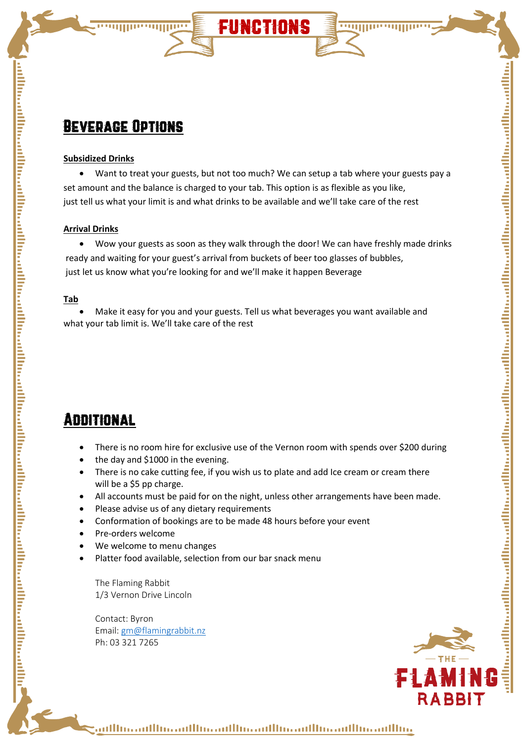# FUNCTIONS

## Beverage Options

**Subsidized Drinks**

- Want to treat your guests, but not too much? We can setup a tab where your guests pay a set amount and the balance is charged to your tab. This option is as flexible as you like, just tell us what your limit is and what drinks to be available and we'll take care of the rest

**Arrival Drinks**

- Wow your guests as soon as they walk through the door! We can have freshly made drinks ready and waiting for your guest's arrival from buckets of beer too glasses of bubbles, just let us know what you're looking for and we'll make it happen Beverage

**Tab**

- Make it easy for you and your guests. Tell us what beverages you want available and what your tab limit is. We'll take care of the rest

## Additional

- There is no room hire for exclusive use of the Vernon room with spends over $200 during
- the day and $1000 in the evening.
- There is no cake cutting fee, if you wish us to plate and add Ice cream or cream there will be a $5 pp charge.
- All accounts must be paid for on the night, unless other arrangements have been made.
- Please advise us of any dietary requirements
- Conformation of bookings are to be made 48 hours before your event
- Pre-orders welcome
- We welcome to menu changes
- Platter food available, selection from our bar snack menu

The Flaming Rabbit
1/3 Vernon Drive Lincoln

Contact: Byron
Email: gm@flamingrabbit.nz
Ph: 03 321 7265

THE FLAMING RABBIT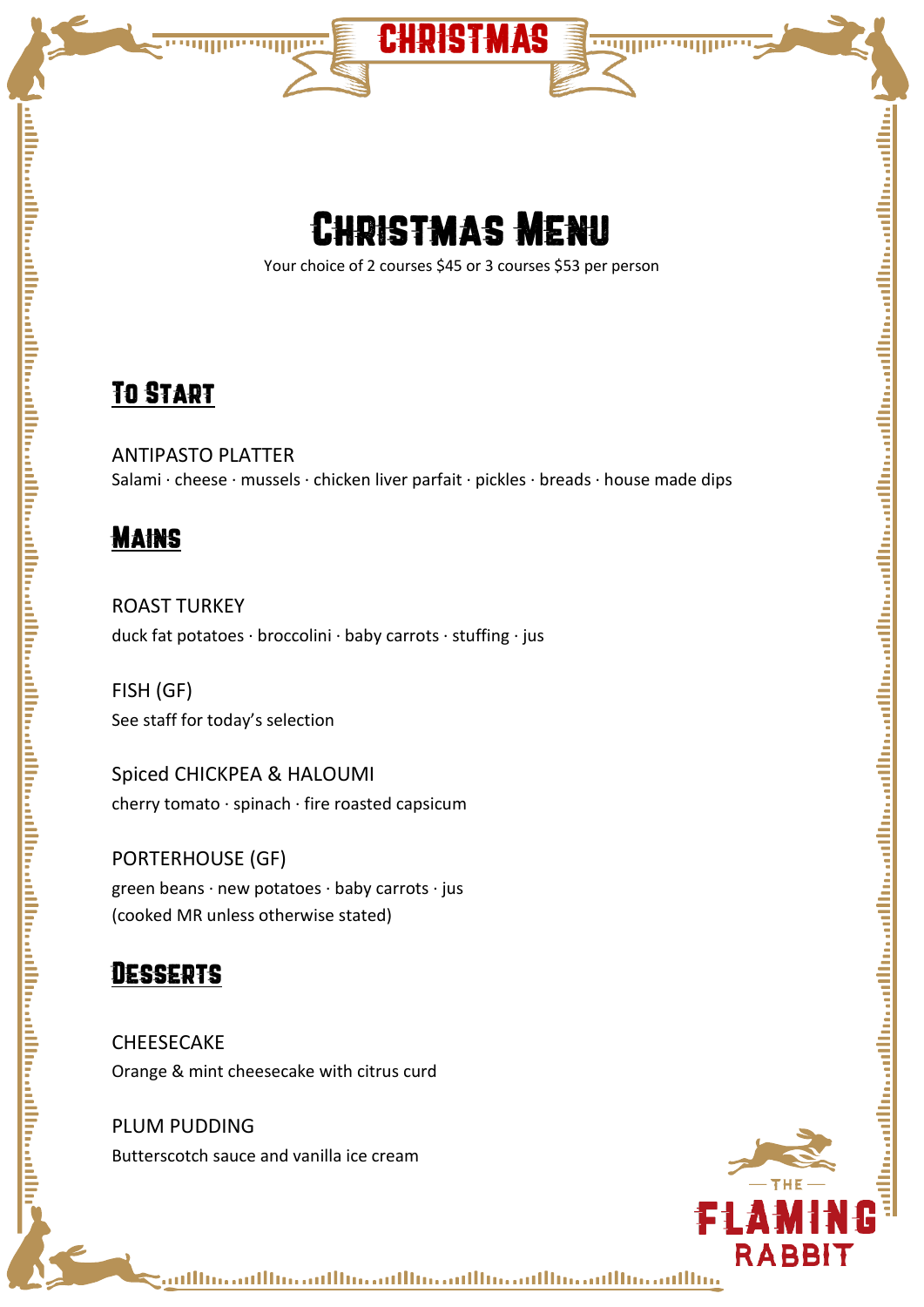CHRISTMAS

# Christmas Menu

Your choice of 2 courses $45 or 3 courses $53 per person

## To Start

ANTIPASTO PLATTER

Salami · cheese · mussels · chicken liver parfait · pickles · breads · house made dips

## Mains

ROAST TURKEY

duck fat potatoes · broccolini · baby carrots · stuffing · jus

FISH (GF)

See staff for today's selection

Spiced CHICKPEA & HALOUMI

cherry tomato · spinach · fire roasted capsicum

PORTERHOUSE (GF)

green beans · new potatoes · baby carrots · jus

(cooked MR unless otherwise stated)

## Desserts

CHEESECAKE

Orange & mint cheesecake with citrus curd

PLUM PUDDING

Butterscotch sauce and vanilla ice cream

THE FLAMING RABBIT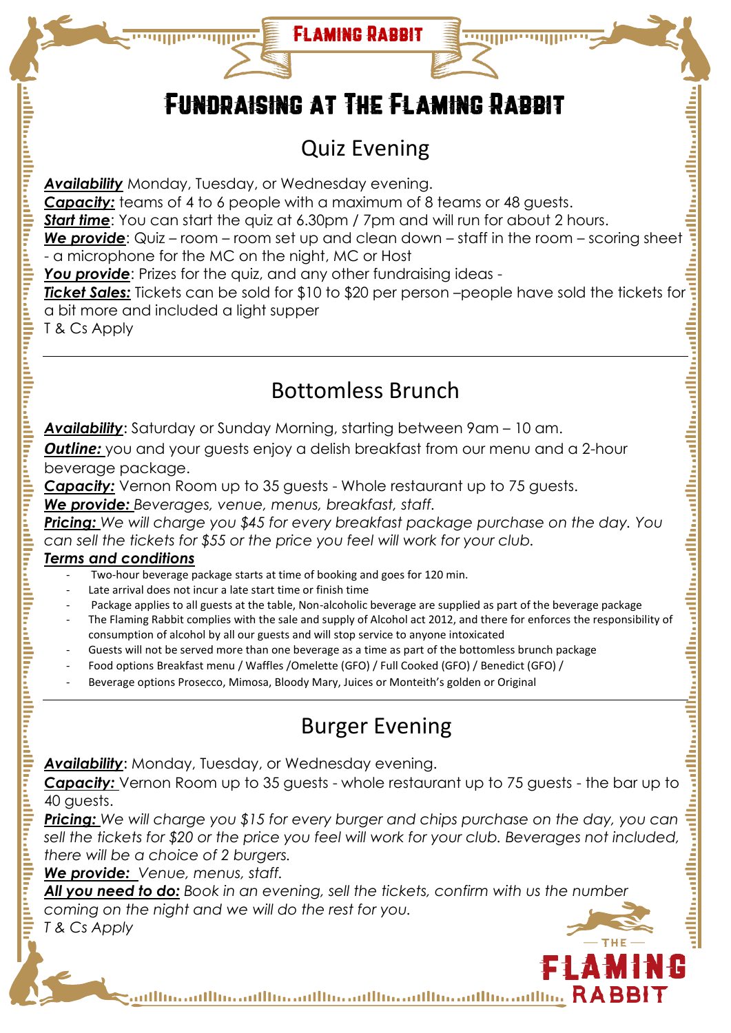# Fundraising at The Flaming Rabbit

## Quiz Evening

***Availability*** Monday, Tuesday, or Wednesday evening.
***Capacity:*** teams of 4 to 6 people with a maximum of 8 teams or 48 guests.
***Start time***: You can start the quiz at 6.30pm / 7pm and will run for about 2 hours.
***We provide***: Quiz – room – room set up and clean down – staff in the room – scoring sheet - a microphone for the MC on the night, MC or Host
***You provide***: Prizes for the quiz, and any other fundraising ideas -
***Ticket Sales:*** Tickets can be sold for $10 to $20 per person –people have sold the tickets for a bit more and included a light supper
T & Cs Apply

---

## Bottomless Brunch

***Availability***: Saturday or Sunday Morning, starting between 9am – 10 am.
***Outline:*** you and your guests enjoy a delish breakfast from our menu and a 2-hour beverage package.
***Capacity:*** Vernon Room up to 35 guests - Whole restaurant up to 75 guests.
***We provide:*** *Beverages, venue, menus, breakfast, staff.*
***Pricing:*** *We will charge you $45 for every breakfast package purchase on the day. You can sell the tickets for $55 or the price you feel will work for your club.*
***Terms and conditions***

- Two-hour beverage package starts at time of booking and goes for 120 min.
- Late arrival does not incur a late start time or finish time
- Package applies to all guests at the table, Non-alcoholic beverage are supplied as part of the beverage package
- The Flaming Rabbit complies with the sale and supply of Alcohol act 2012, and there for enforces the responsibility of consumption of alcohol by all our guests and will stop service to anyone intoxicated
- Guests will not be served more than one beverage as a time as part of the bottomless brunch package
- Food options Breakfast menu / Waffles /Omelette (GFO) / Full Cooked (GFO) / Benedict (GFO) /
- Beverage options Prosecco, Mimosa, Bloody Mary, Juices or Monteith's golden or Original

---

## Burger Evening

***Availability***: Monday, Tuesday, or Wednesday evening.
***Capacity:*** Vernon Room up to 35 guests - whole restaurant up to 75 guests - the bar up to 40 guests.
***Pricing:*** *We will charge you $15 for every burger and chips purchase on the day, you can sell the tickets for $20 or the price you feel will work for your club. Beverages not included, there will be a choice of 2 burgers.*
***We provide:*** *Venue, menus, staff.*
***All you need to do:*** *Book in an evening, sell the tickets, confirm with us the number coming on the night and we will do the rest for you.*
*T & Cs Apply*